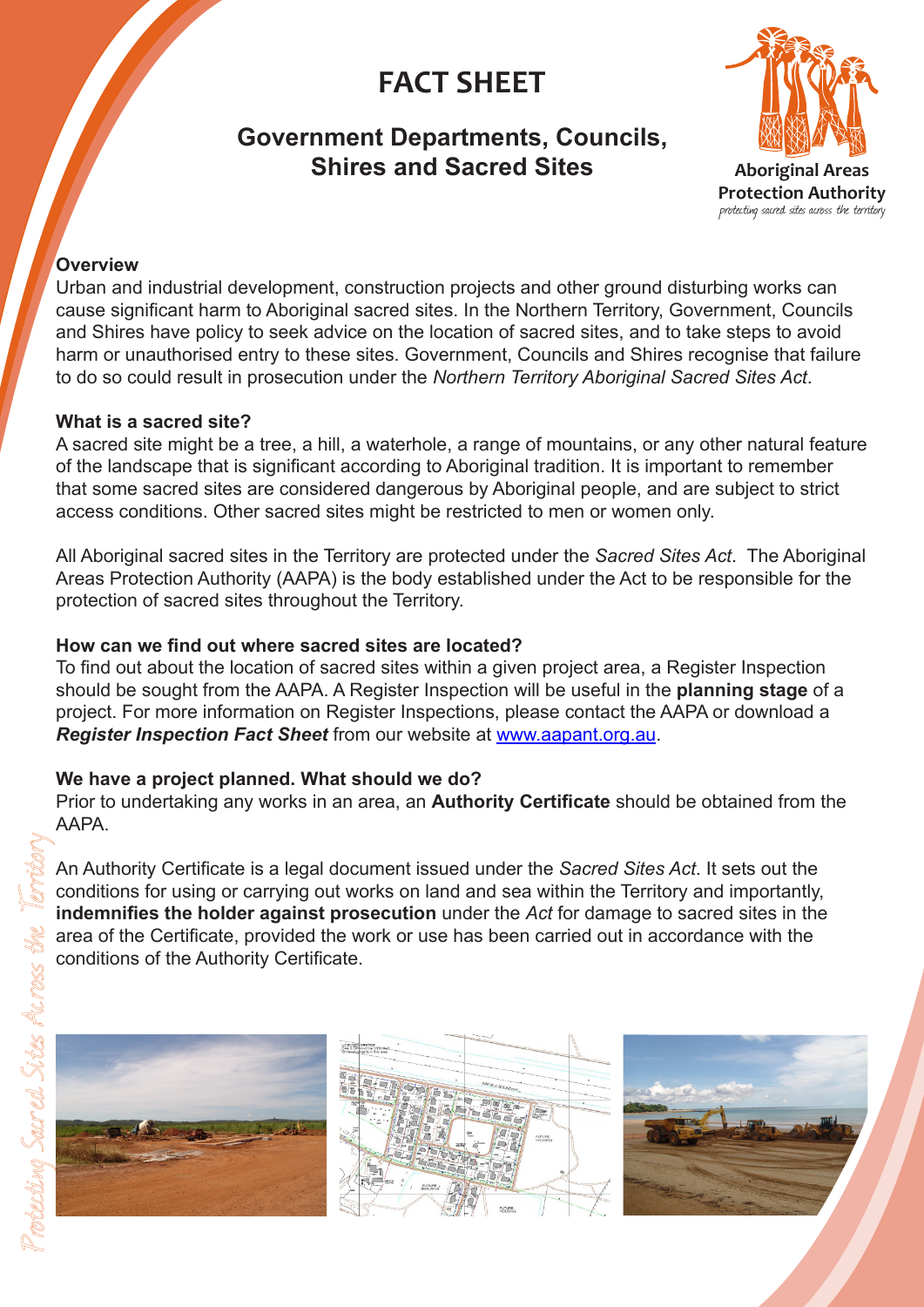# FACT SHEET

## Government Departments, Councils, Shires and Sacred Sites

Aboriginal Areas Protection Authority
*protecting sacred sites across the territory*

### Overview

Urban and industrial development, construction projects and other ground disturbing works can cause significant harm to Aboriginal sacred sites. In the Northern Territory, Government, Councils and Shires have policy to seek advice on the location of sacred sites, and to take steps to avoid harm or unauthorised entry to these sites. Government, Councils and Shires recognise that failure to do so could result in prosecution under the *Northern Territory Aboriginal Sacred Sites Act*.

### What is a sacred site?

A sacred site might be a tree, a hill, a waterhole, a range of mountains, or any other natural feature of the landscape that is significant according to Aboriginal tradition. It is important to remember that some sacred sites are considered dangerous by Aboriginal people, and are subject to strict access conditions. Other sacred sites might be restricted to men or women only.

All Aboriginal sacred sites in the Territory are protected under the *Sacred Sites Act*. The Aboriginal Areas Protection Authority (AAPA) is the body established under the Act to be responsible for the protection of sacred sites throughout the Territory.

### How can we find out where sacred sites are located?

To find out about the location of sacred sites within a given project area, a Register Inspection should be sought from the AAPA. A Register Inspection will be useful in the **planning stage** of a project. For more information on Register Inspections, please contact the AAPA or download a ***Register Inspection Fact Sheet*** from our website at www.aapant.org.au.

### We have a project planned. What should we do?

Prior to undertaking any works in an area, an **Authority Certificate** should be obtained from the AAPA.

An Authority Certificate is a legal document issued under the *Sacred Sites Act*. It sets out the conditions for using or carrying out works on land and sea within the Territory and importantly, **indemnifies the holder against prosecution** under the *Act* for damage to sacred sites in the area of the Certificate, provided the work or use has been carried out in accordance with the conditions of the Authority Certificate.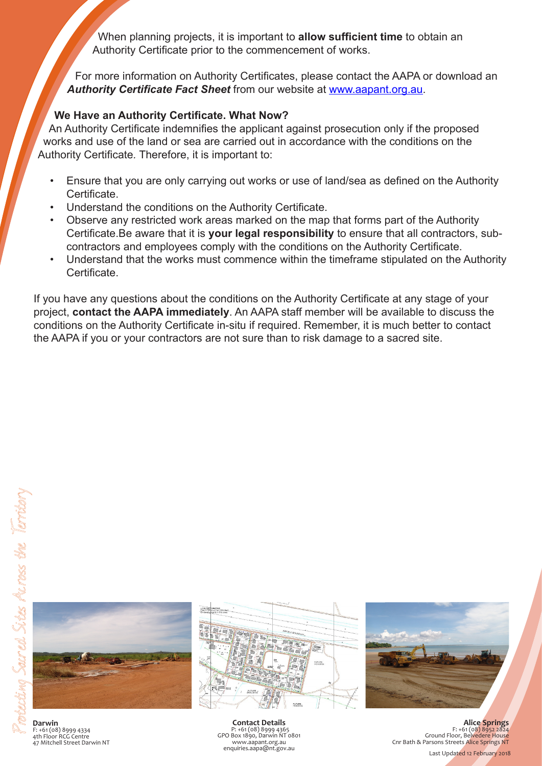When planning projects, it is important to **allow sufficient time** to obtain an Authority Certificate prior to the commencement of works.

For more information on Authority Certificates, please contact the AAPA or download an ***Authority Certificate Fact Sheet*** from our website at www.aapant.org.au.

### We Have an Authority Certificate. What Now?

An Authority Certificate indemnifies the applicant against prosecution only if the proposed works and use of the land or sea are carried out in accordance with the conditions on the Authority Certificate. Therefore, it is important to:

- Ensure that you are only carrying out works or use of land/sea as defined on the Authority Certificate.
- Understand the conditions on the Authority Certificate.
- Observe any restricted work areas marked on the map that forms part of the Authority Certificate.Be aware that it is **your legal responsibility** to ensure that all contractors, sub-contractors and employees comply with the conditions on the Authority Certificate.
- Understand that the works must commence within the timeframe stipulated on the Authority Certificate.

If you have any questions about the conditions on the Authority Certificate at any stage of your project, **contact the AAPA immediately**. An AAPA staff member will be available to discuss the conditions on the Authority Certificate in-situ if required. Remember, it is much better to contact the AAPA if you or your contractors are not sure than to risk damage to a sacred site.

Protecting Sacred Sites Across the Territory

**Darwin**
F: +61 (08) 8999 4334
4th Floor RCG Centre
47 Mitchell Street Darwin NT

**Contact Details**
P: +61 (08) 8999 4365
GPO Box 1890, Darwin NT 0801
www.aapant.org.au
enquiries.aapa@nt.gov.au

**Alice Springs**
F: +61 (08) 8952 2824
Ground Floor, Belvedere House
Cnr Bath & Parsons Streets Alice Springs NT

Last Updated 12 February 2018